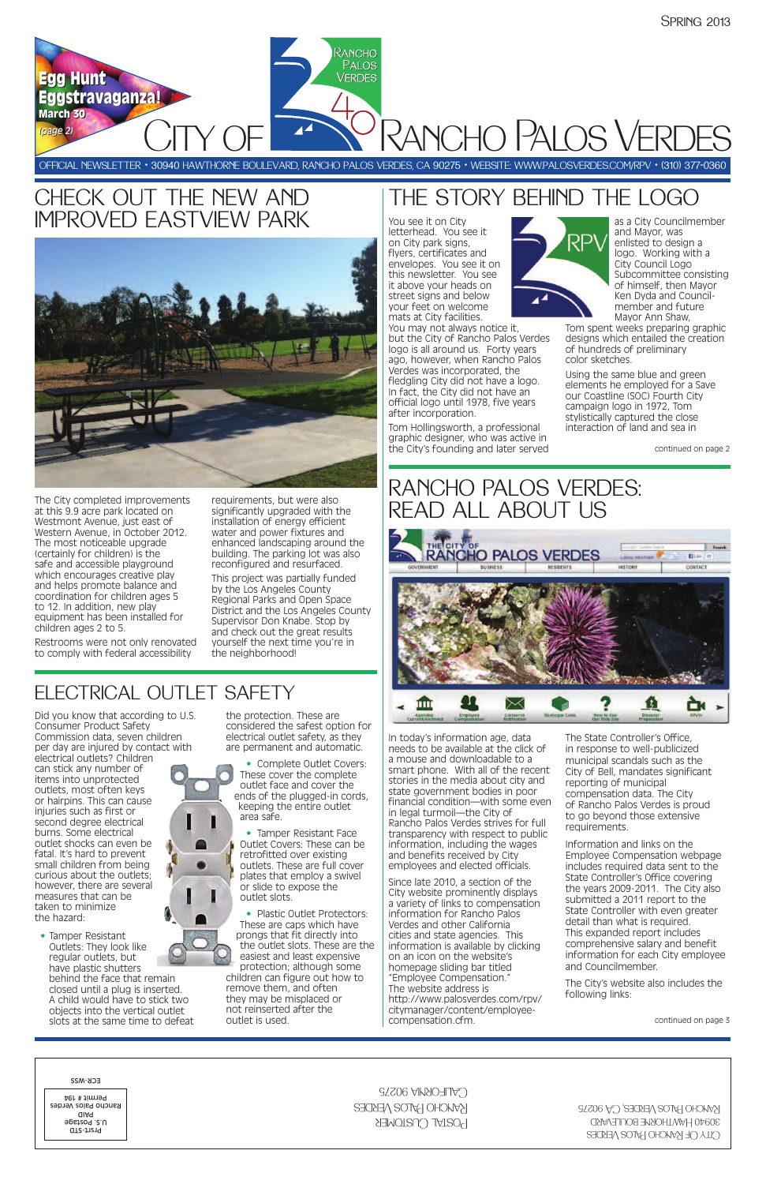Spring 2013

**Egg Hunt Eggstravaganza!**
March 30
(page 2)

# City of Rancho Palos Verdes

OFFICIAL NEWSLETTER • 30940 HAWTHORNE BOULEVARD, RANCHO PALOS VERDES, CA 90275 • WEBSITE: WWW.PALOSVERDES.COM/RPV • (310) 377-0360

## CHECK OUT THE NEW AND IMPROVED EASTVIEW PARK

The City completed improvements at this 9.9 acre park located on Westmont Avenue, just east of Western Avenue, in October 2012. The most noticeable upgrade (certainly for children) is the safe and accessible playground which encourages creative play and helps promote balance and coordination for children ages 5 to 12. In addition, new play equipment has been installed for children ages 2 to 5.

Restrooms were not only renovated to comply with federal accessibility requirements, but were also significantly upgraded with the installation of energy efficient water and power fixtures and enhanced landscaping around the building. The parking lot was also reconfigured and resurfaced.

This project was partially funded by the Los Angeles County Regional Parks and Open Space District and the Los Angeles County Supervisor Don Knabe. Stop by and check out the great results yourself the next time you're in the neighborhood!

## THE STORY BEHIND THE LOGO

You see it on City letterhead. You see it on City park signs, flyers, certificates and envelopes. You see it on this newsletter. You see it above your heads on street signs and below your feet on welcome mats at City facilities. You may not always notice it, but the City of Rancho Palos Verdes logo is all around us. Forty years ago, however, when Rancho Palos Verdes was incorporated, the fledgling City did not have a logo. In fact, the City did not have an official logo until 1978, five years after incorporation.

Tom Hollingsworth, a professional graphic designer, who was active in the City's founding and later served as a City Councilmember and Mayor, was enlisted to design a logo. Working with a City Council Logo Subcommittee consisting of himself, then Mayor Ken Dyda and Councilmember and future Mayor Ann Shaw, Tom spent weeks preparing graphic designs which entailed the creation of hundreds of preliminary color sketches.

Using the same blue and green elements he employed for a Save our Coastline (SOC) Fourth City campaign logo in 1972, Tom stylistically captured the close interaction of land and sea in

continued on page 2

## RANCHO PALOS VERDES: READ ALL ABOUT US

In today's information age, data needs to be available at the click of a mouse and downloadable to a smart phone. With all of the recent stories in the media about city and state government bodies in poor financial condition—with some even in legal turmoil—the City of Rancho Palos Verdes strives for full transparency with respect to public information, including the wages and benefits received by City employees and elected officials.

Since late 2010, a section of the City website prominently displays a variety of links to compensation information for Rancho Palos Verdes and other California cities and state agencies. This information is available by clicking on an icon on the website's homepage sliding bar titled "Employee Compensation." The website address is http://www.palosverdes.com/rpv/citymanager/content/employee-compensation.cfm.

The State Controller's Office, in response to well-publicized municipal scandals such as the City of Bell, mandates significant reporting of municipal compensation data. The City of Rancho Palos Verdes is proud to go beyond those extensive requirements.

Information and links on the Employee Compensation webpage includes required data sent to the State Controller's Office covering the years 2009-2011. The City also submitted a 2011 report to the State Controller with even greater detail than what is required. This expanded report includes comprehensive salary and benefit information for each City employee and Councilmember.

The City's website also includes the following links:

continued on page 3

## ELECTRICAL OUTLET SAFETY

Did you know that according to U.S. Consumer Product Safety Commission data, seven children per day are injured by contact with electrical outlets? Children can stick any number of items into unprotected outlets, most often keys or hairpins. This can cause injuries such as first or second degree electrical burns. Some electrical outlet shocks can even be fatal. It's hard to prevent small children from being curious about the outlets; however, there are several measures that can be taken to minimize the hazard:

- Tamper Resistant Outlets: They look like regular outlets, but have plastic shutters behind the face that remain closed until a plug is inserted. A child would have to stick two objects into the vertical outlet slots at the same time to defeat the protection. These are considered the safest option for electrical outlet safety, as they are permanent and automatic.
- Complete Outlet Covers: These cover the complete outlet face and cover the ends of the plugged-in cords, keeping the entire outlet area safe.
- Tamper Resistant Face Outlet Covers: These can be retrofitted over existing outlets. These are full cover plates that employ a swivel or slide to expose the outlet slots.
- Plastic Outlet Protectors: These are caps which have prongs that fit directly into the outlet slots. These are the easiest and least expensive protection; although some children can figure out how to remove them, and often they may be misplaced or not reinserted after the outlet is used.

City of Rancho Palos Verdes
30940 Hawthorne Boulevard
Rancho Palos Verdes, CA 90275

Postal Customer
Rancho Palos Verdes
California 90275

Prsrt-STD
U.S. Postage
PAID
Rancho Palos Verdes
Permit # 194

ECR-WSS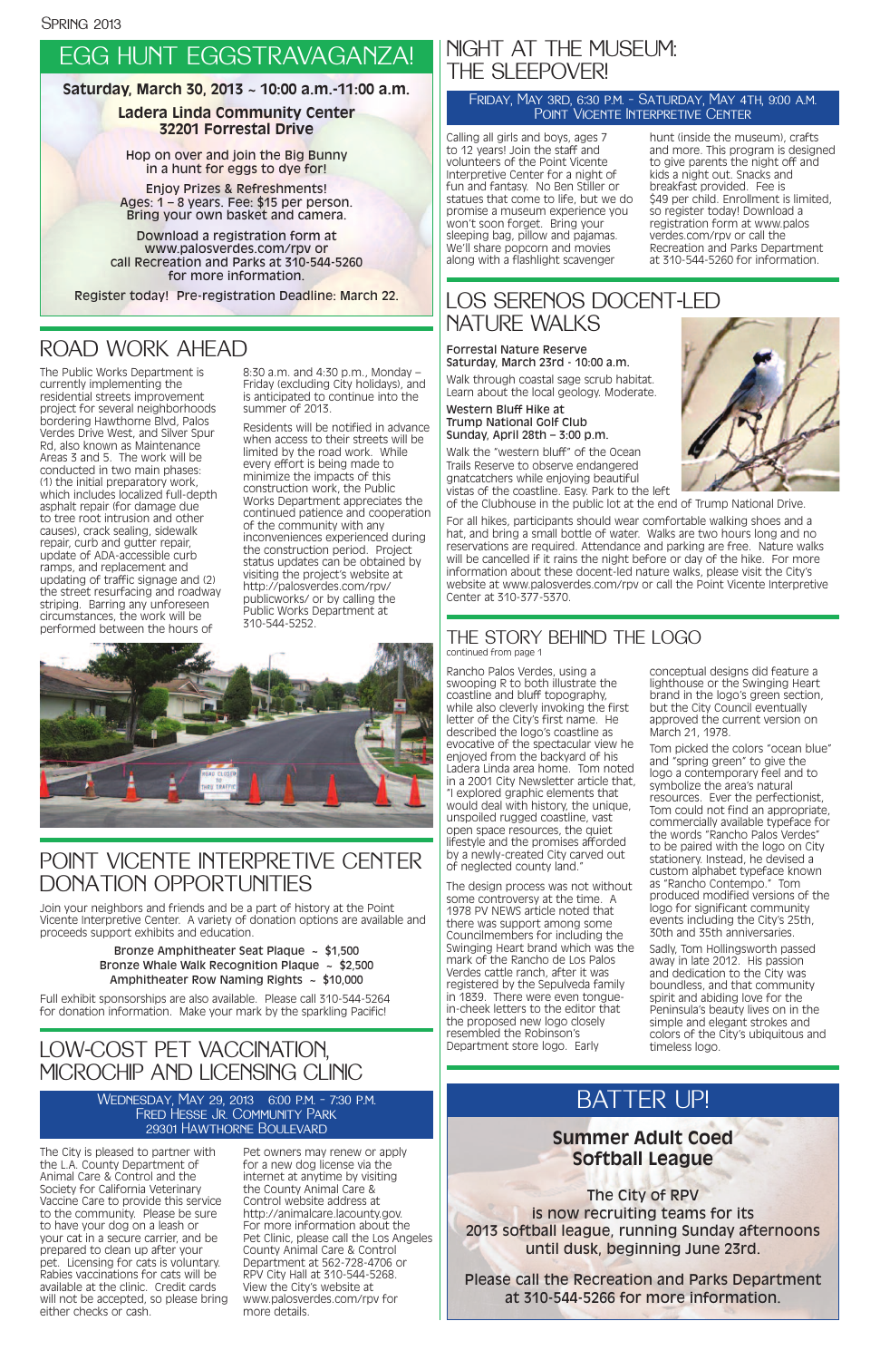# EGG HUNT EGGSTRAVAGANZA!

**Saturday, March 30, 2013 ~ 10:00 a.m.-11:00 a.m.**

**Ladera Linda Community Center**
**32201 Forrestal Drive**

Hop on over and join the Big Bunny in a hunt for eggs to dye for!

Enjoy Prizes & Refreshments!
Ages: 1 – 8 years. Fee: $15 per person.
Bring your own basket and camera.

Download a registration form at www.palosverdes.com/rpv or call Recreation and Parks at 310-544-5260 for more information.

Register today! Pre-registration Deadline: March 22.

# ROAD WORK AHEAD

The Public Works Department is currently implementing the residential streets improvement project for several neighborhoods bordering Hawthorne Blvd, Palos Verdes Drive West, and Silver Spur Rd, also known as Maintenance Areas 3 and 5. The work will be conducted in two main phases: (1) the initial preparatory work, which includes localized full-depth asphalt repair (for damage due to tree root intrusion and other causes), crack sealing, sidewalk repair, curb and gutter repair, update of ADA-accessible curb ramps, and replacement and updating of traffic signage and (2) the street resurfacing and roadway striping. Barring any unforeseen circumstances, the work will be performed between the hours of 8:30 a.m. and 4:30 p.m., Monday – Friday (excluding City holidays), and is anticipated to continue into the summer of 2013.

Residents will be notified in advance when access to their streets will be limited by the road work. While every effort is being made to minimize the impacts of this construction work, the Public Works Department appreciates the continued patience and cooperation of the community with any inconveniences experienced during the construction period. Project status updates can be obtained by visiting the project's website at http://palosverdes.com/rpv/publicworks/ or by calling the Public Works Department at 310-544-5252.

# POINT VICENTE INTERPRETIVE CENTER DONATION OPPORTUNITIES

Join your neighbors and friends and be a part of history at the Point Vicente Interpretive Center. A variety of donation options are available and proceeds support exhibits and education.

**Bronze Amphitheater Seat Plaque ~ $1,500**
**Bronze Whale Walk Recognition Plaque ~ $2,500**
**Amphitheater Row Naming Rights ~ $10,000**

Full exhibit sponsorships are also available. Please call 310-544-5264 for donation information. Make your mark by the sparkling Pacific!

# LOW-COST PET VACCINATION, MICROCHIP AND LICENSING CLINIC

**Wednesday, May 29, 2013 6:00 p.m. - 7:30 p.m.**
**Fred Hesse Jr. Community Park**
**29301 Hawthorne Boulevard**

The City is pleased to partner with the L.A. County Department of Animal Care & Control and the Society for California Veterinary Vaccine Care to provide this service to the community. Please be sure to have your dog on a leash or your cat in a secure carrier, and be prepared to clean up after your pet. Licensing for cats is voluntary. Rabies vaccinations for cats will be available at the clinic. Credit cards will not be accepted, so please bring either checks or cash.

Pet owners may renew or apply for a new dog license via the internet at anytime by visiting the County Animal Care & Control website address at http://animalcare.lacounty.gov. For more information about the Pet Clinic, please call the Los Angeles County Animal Care & Control Department at 562-728-4706 or RPV City Hall at 310-544-5268. View the City's website at www.palosverdes.com/rpv for more details.

# NIGHT AT THE MUSEUM: THE SLEEPOVER!

**Friday, May 3rd, 6:30 p.m. - Saturday, May 4th, 9:00 a.m.**
**Point Vicente Interpretive Center**

Calling all girls and boys, ages 7 to 12 years! Join the staff and volunteers of the Point Vicente Interpretive Center for a night of fun and fantasy. No Ben Stiller or statues that come to life, but we do promise a museum experience you won't soon forget. Bring your sleeping bag, pillow and pajamas. We'll share popcorn and movies along with a flashlight scavenger hunt (inside the museum), crafts and more. This program is designed to give parents the night off and kids a night out. Snacks and breakfast provided. Fee is $49 per child. Enrollment is limited, so register today! Download a registration form at www.palosverdes.com/rpv or call the Recreation and Parks Department at 310-544-5260 for information.

# LOS SERENOS DOCENT-LED NATURE WALKS

**Forrestal Nature Reserve**
**Saturday, March 23rd - 10:00 a.m.**

Walk through coastal sage scrub habitat. Learn about the local geology. Moderate.

**Western Bluff Hike at Trump National Golf Club**
**Sunday, April 28th – 3:00 p.m.**

Walk the "western bluff" of the Ocean Trails Reserve to observe endangered gnatcatchers while enjoying beautiful vistas of the coastline. Easy. Park to the left of the Clubhouse in the public lot at the end of Trump National Drive.

For all hikes, participants should wear comfortable walking shoes and a hat, and bring a small bottle of water. Walks are two hours long and no reservations are required. Attendance and parking are free. Nature walks will be cancelled if it rains the night before or day of the hike. For more information about these docent-led nature walks, please visit the City's website at www.palosverdes.com/rpv or call the Point Vicente Interpretive Center at 310-377-5370.

# THE STORY BEHIND THE LOGO

continued from page 1

Rancho Palos Verdes, using a swooping R to both illustrate the coastline and bluff topography, while also cleverly invoking the first letter of the City's first name. He described the logo's coastline as evocative of the spectacular view he enjoyed from the backyard of his Ladera Linda area home. Tom noted in a 2001 City Newsletter article that, "I explored graphic elements that would deal with history, the unique, unspoiled rugged coastline, vast open space resources, the quiet lifestyle and the promises afforded by a newly-created City carved out of neglected county land."

The design process was not without some controversy at the time. A 1978 PV NEWS article noted that there was support among some Councilmembers for including the Swinging Heart brand which was the mark of the Rancho de Los Palos Verdes cattle ranch, after it was registered by the Sepulveda family in 1839. There were even tongue-in-cheek letters to the editor that the proposed new logo closely resembled the Robinson's Department store logo. Early conceptual designs did feature a lighthouse or the Swinging Heart brand in the logo's green section, but the City Council eventually approved the current version on March 21, 1978.

Tom picked the colors "ocean blue" and "spring green" to give the logo a contemporary feel and to symbolize the area's natural resources. Ever the perfectionist, Tom could not find an appropriate, commercially available typeface for the words "Rancho Palos Verdes" to be paired with the logo on City stationery. Instead, he devised a custom alphabet typeface known as "Rancho Contempo." Tom produced modified versions of the logo for significant community events including the City's 25th, 30th and 35th anniversaries.

Sadly, Tom Hollingsworth passed away in late 2012. His passion and dedication to the City was boundless, and that community spirit and abiding love for the Peninsula's beauty lives on in the simple and elegant strokes and colors of the City's ubiquitous and timeless logo.

# BATTER UP!

**Summer Adult Coed Softball League**

The City of RPV is now recruiting teams for its 2013 softball league, running Sunday afternoons until dusk, beginning June 23rd.

Please call the Recreation and Parks Department at 310-544-5266 for more information.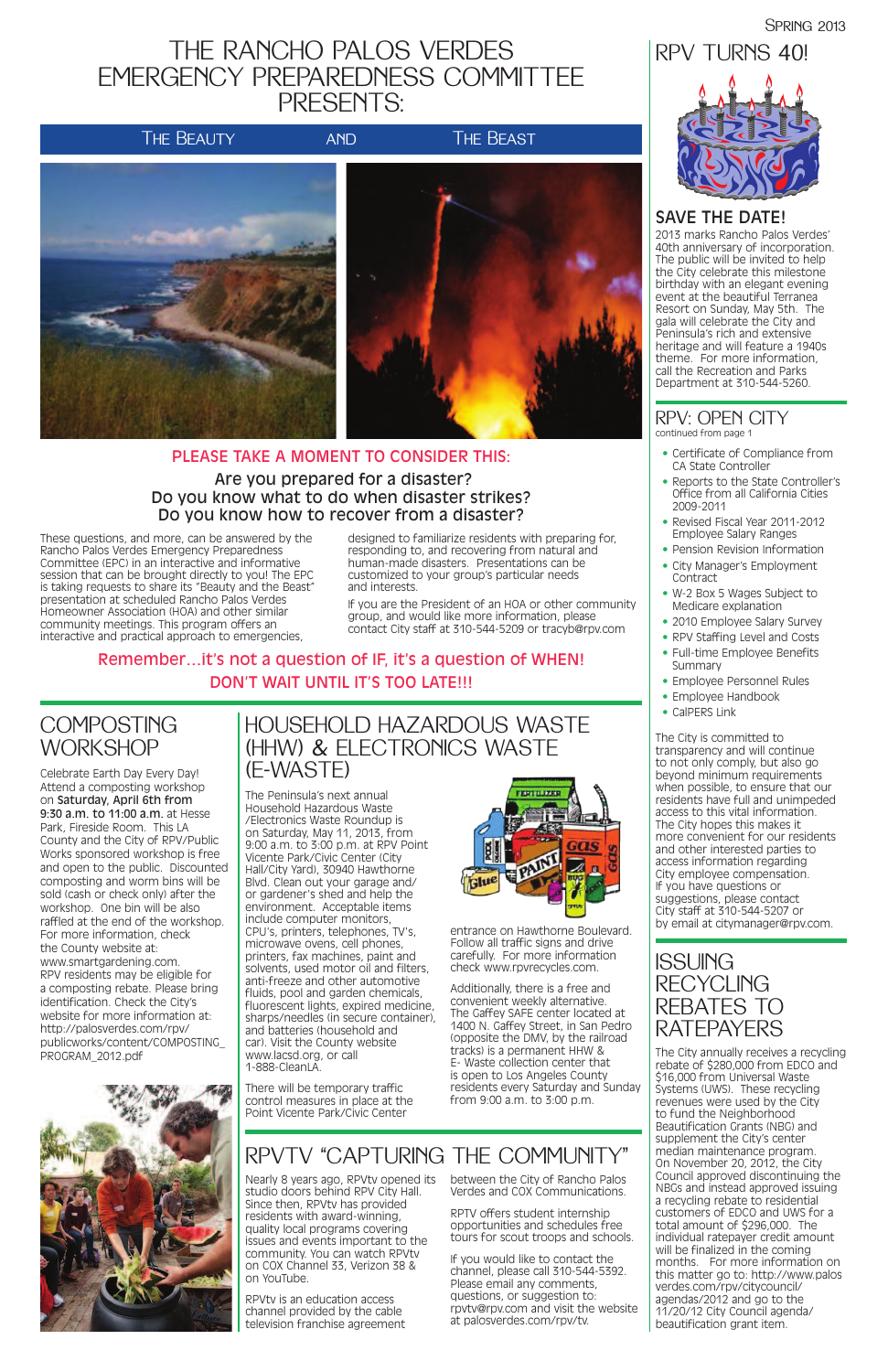# The Rancho Palos Verdes Emergency Preparedness Committee Presents:

**The Beauty and The Beast**

**PLEASE TAKE A MOMENT TO CONSIDER THIS:**

**Are you prepared for a disaster?**
**Do you know what to do when disaster strikes?**
**Do you know how to recover from a disaster?**

These questions, and more, can be answered by the Rancho Palos Verdes Emergency Preparedness Committee (EPC) in an interactive and informative session that can be brought directly to you! The EPC is taking requests to share its "Beauty and the Beast" presentation at scheduled Rancho Palos Verdes Homeowner Association (HOA) and other similar community meetings. This program offers an interactive and practical approach to emergencies, designed to familiarize residents with preparing for, responding to, and recovering from natural and human-made disasters. Presentations can be customized to your group's particular needs and interests.

If you are the President of an HOA or other community group, and would like more information, please contact City staff at 310-544-5209 or tracyb@rpv.com

**Remember…it's not a question of IF, it's a question of WHEN!**
**DON'T WAIT UNTIL IT'S TOO LATE!!!**

## Composting Workshop

Celebrate Earth Day Every Day! Attend a composting workshop on **Saturday, April 6th from 9:30 a.m. to 11:00 a.m.** at Hesse Park, Fireside Room. This LA County and the City of RPV/Public Works sponsored workshop is free and open to the public. Discounted composting and worm bins will be sold (cash or check only) after the workshop. One bin will be also raffled at the end of the workshop. For more information, check the County website at: www.smartgardening.com. RPV residents may be eligible for a composting rebate. Please bring identification. Check the City's website for more information at: http://palosverdes.com/rpv/publicworks/content/COMPOSTING_PROGRAM_2012.pdf

## Household Hazardous Waste (HHW) & Electronics Waste (E-Waste)

The Peninsula's next annual Household Hazardous Waste /Electronics Waste Roundup is on Saturday, May 11, 2013, from 9:00 a.m. to 3:00 p.m. at RPV Point Vicente Park/Civic Center (City Hall/City Yard), 30940 Hawthorne Blvd. Clean out your garage and/or gardener's shed and help the environment. Acceptable items include computer monitors, CPU's, printers, telephones, TV's, microwave ovens, cell phones, printers, fax machines, paint and solvents, used motor oil and filters, anti-freeze and other automotive fluids, pool and garden chemicals, fluorescent lights, expired medicine, sharps/needles (in secure container), and batteries (household and car). Visit the County website at www.lacsd.org, or call 1-888-CleanLA.

There will be temporary traffic control measures in place at the Point Vicente Park/Civic Center entrance on Hawthorne Boulevard. Follow all traffic signs and drive carefully. For more information check www.rpvrecycles.com.

Additionally, there is a free and convenient weekly alternative. The Gaffey SAFE center located at 1400 N. Gaffey Street, in San Pedro (opposite the DMV, by the railroad tracks) is a permanent HHW & E- Waste collection center that is open to Los Angeles County residents every Saturday and Sunday from 9:00 a.m. to 3:00 p.m.

## RPVtv "Capturing the Community"

Nearly 8 years ago, RPVtv opened its studio doors behind RPV City Hall. Since then, RPVtv has provided residents with award-winning, quality local programs covering issues and events important to the community. You can watch RPVtv on COX Channel 33, Verizon 38 & on YouTube.

RPVtv is an education access channel provided by the cable television franchise agreement between the City of Rancho Palos Verdes and COX Communications.

RPVTV offers student internship opportunities and schedules free tours for scout troops and schools.

If you would like to contact the channel, please call 310-544-5392. Please email any comments, questions, or suggestion to: rpvtv@rpv.com and visit the website at palosverdes.com/rpv/tv.

## RPV Turns 40!

### SAVE THE DATE!

2013 marks Rancho Palos Verdes' 40th anniversary of incorporation. The public will be invited to help the City celebrate this milestone birthday with an elegant evening event at the beautiful Terranea Resort on Sunday, May 5th. The gala will celebrate the City and Peninsula's rich and extensive heritage and will feature a 1940s theme. For more information, call the Recreation and Parks Department at 310-544-5260.

## RPV: Open City

continued from page 1

- Certificate of Compliance from CA State Controller
- Reports to the State Controller's Office from all California Cities 2009-2011
- Revised Fiscal Year 2011-2012 Employee Salary Ranges
- Pension Revision Information
- City Manager's Employment Contract
- W-2 Box 5 Wages Subject to Medicare explanation
- 2010 Employee Salary Survey
- RPV Staffing Level and Costs
- Full-time Employee Benefits Summary
- Employee Personnel Rules
- Employee Handbook
- CalPERS Link

The City is committed to transparency and will continue to not only comply, but also go beyond minimum requirements when possible, to ensure that our residents have full and unimpeded access to this vital information. The City hopes this makes it more convenient for our residents and other interested parties to access information regarding City employee compensation. If you have questions or suggestions, please contact City staff at 310-544-5207 or by email at citymanager@rpv.com.

## Issuing Recycling Rebates to Ratepayers

The City annually receives a recycling rebate of $280,000 from EDCO and $16,000 from Universal Waste Systems (UWS). These recycling revenues were used by the City to fund the Neighborhood Beautification Grants (NBG) and supplement the City's center median maintenance program. On November 20, 2012, the City Council approved discontinuing the NBGs and instead approved issuing a recycling rebate to residential customers of EDCO and UWS for a total amount of $296,000. The individual ratepayer credit amount will be finalized in the coming months. For more information on this matter go to: http://www.palosverdes.com/rpv/citycouncil/agendas/2012 and go to the 11/20/12 City Council agenda/beautification grant item.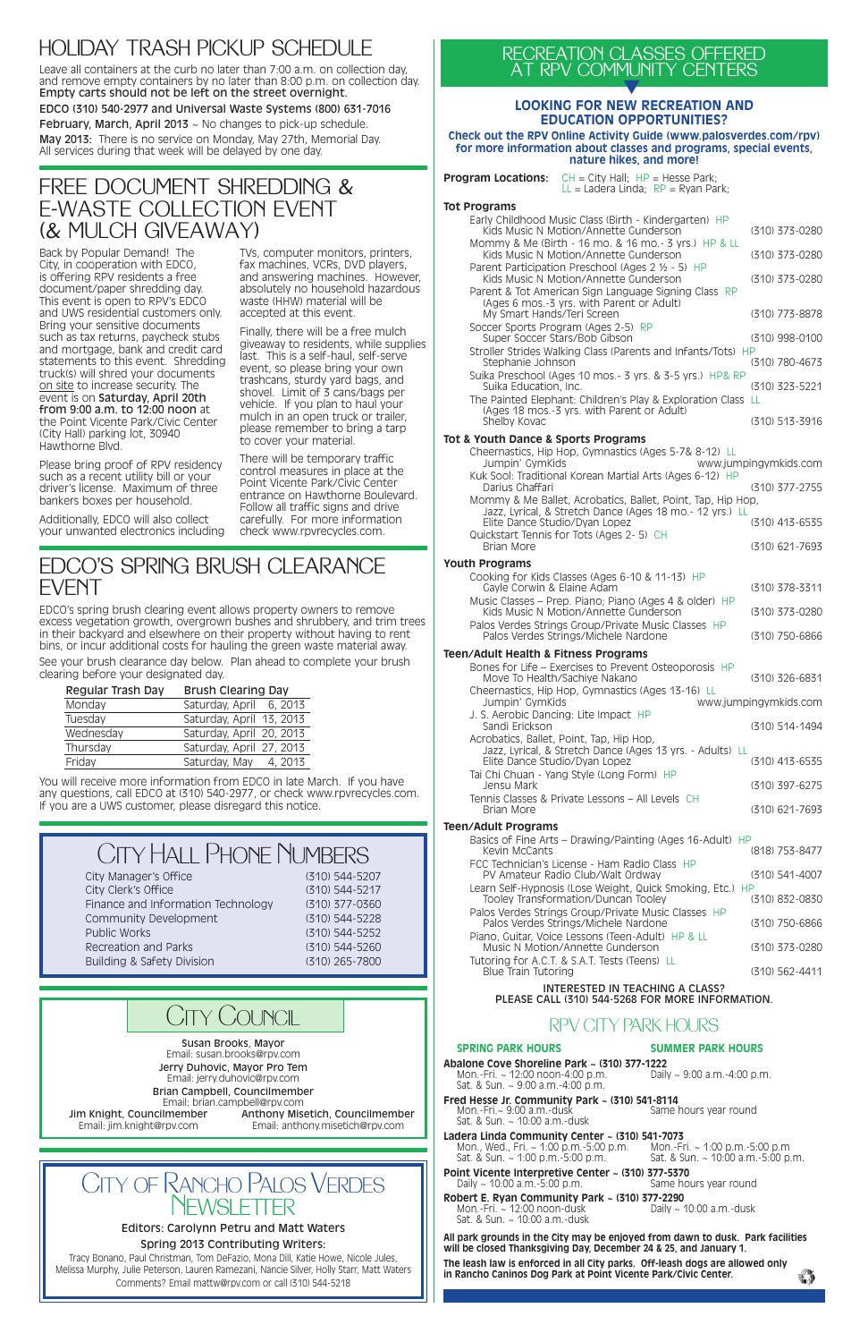# HOLIDAY TRASH PICKUP SCHEDULE

Leave all containers at the curb no later than 7:00 a.m. on collection day, and remove empty containers by no later than 8:00 p.m. on collection day. **Empty carts should not be left on the street overnight.**

**EDCO (310) 540-2977 and Universal Waste Systems (800) 631-7016**

**February, March, April 2013** ~ No changes to pick-up schedule.

**May 2013:** There is no service on Monday, May 27th, Memorial Day. All services during that week will be delayed by one day.

# FREE DOCUMENT SHREDDING & E-WASTE COLLECTION EVENT (& MULCH GIVEAWAY)

Back by Popular Demand! The City, in cooperation with EDCO, is offering RPV residents a free document/paper shredding day. This event is open to RPV's EDCO and UWS residential customers only. Bring your sensitive documents such as tax returns, paycheck stubs and mortgage, bank and credit card statements to this event. Shredding truck(s) will shred your documents on site to increase security. The event is on **Saturday, April 20th from 9:00 a.m. to 12:00 noon** at the Point Vicente Park/Civic Center (City Hall) parking lot, 30940 Hawthorne Blvd.

Please bring proof of RPV residency such as a recent utility bill or your driver's license. Maximum of three bankers boxes per household.

Additionally, EDCO will also collect your unwanted electronics including TVs, computer monitors, printers, fax machines, VCRs, DVD players, and answering machines. However, absolutely no household hazardous waste (HHW) material will be accepted at this event.

Finally, there will be a free mulch giveaway to residents, while supplies last. This is a self-haul, self-serve event, so please bring your own trashcans, sturdy yard bags, and shovel. Limit of 3 cans/bags per vehicle. If you plan to haul your mulch in an open truck or trailer, please remember to bring a tarp to cover your material.

There will be temporary traffic control measures in place at the Point Vicente Park/Civic Center entrance on Hawthorne Boulevard. Follow all traffic signs and drive carefully. For more information check www.rpvrecycles.com.

# EDCO'S SPRING BRUSH CLEARANCE EVENT

EDCO's spring brush clearing event allows property owners to remove excess vegetation growth, overgrown bushes and shrubbery, and trim trees in their backyard and elsewhere on their property without having to rent bins, or incur additional costs for hauling the green waste material away.

See your brush clearance day below. Plan ahead to complete your brush clearing before your designated day.

| Regular Trash Day | Brush Clearing Day |
|---|---|
| Monday | Saturday, April 6, 2013 |
| Tuesday | Saturday, April 13, 2013 |
| Wednesday | Saturday, April 20, 2013 |
| Thursday | Saturday, April 27, 2013 |
| Friday | Saturday, May 4, 2013 |

You will receive more information from EDCO in late March. If you have any questions, call EDCO at (310) 540-2977, or check www.rpvrecycles.com. If you are a UWS customer, please disregard this notice.

# CITY HALL PHONE NUMBERS

| | |
|---|---|
| City Manager's Office | (310) 544-5207 |
| City Clerk's Office | (310) 544-5217 |
| Finance and Information Technology | (310) 377-0360 |
| Community Development | (310) 544-5228 |
| Public Works | (310) 544-5252 |
| Recreation and Parks | (310) 544-5260 |
| Building & Safety Division | (310) 265-7800 |

# CITY COUNCIL

**Susan Brooks, Mayor**
Email: susan.brooks@rpv.com

**Jerry Duhovic, Mayor Pro Tem**
Email: jerry.duhovic@rpv.com

**Brian Campbell, Councilmember**
Email: brian.campbell@rpv.com

**Jim Knight, Councilmember**
Email: jim.knight@rpv.com

**Anthony Misetich, Councilmember**
Email: anthony.misetich@rpv.com

# CITY OF RANCHO PALOS VERDES NEWSLETTER

**Editors: Carolynn Petru and Matt Waters**

**Spring 2013 Contributing Writers:**

Tracy Bonano, Paul Christman, Tom DeFazio, Mona Dill, Katie Howe, Nicole Jules, Melissa Murphy, Julie Peterson, Lauren Ramezani, Nancie Silver, Holly Starr, Matt Waters

Comments? Email mattw@rpv.com or call (310) 544-5218

# RECREATION CLASSES OFFERED AT RPV COMMUNITY CENTERS

## LOOKING FOR NEW RECREATION AND EDUCATION OPPORTUNITIES?

**Check out the RPV Online Activity Guide (www.palosverdes.com/rpv) for more information about classes and programs, special events, nature hikes, and more!**

**Program Locations:** CH = City Hall; HP = Hesse Park; LL = Ladera Linda; RP = Ryan Park;

### Tot Programs

| | |
|---|---|
| Early Childhood Music Class (Birth - Kindergarten) HP<br>Kids Music N Motion/Annette Gunderson | (310) 373-0280 |
| Mommy & Me (Birth - 16 mo. & 16 mo.- 3 yrs.) HP & LL<br>Kids Music N Motion/Annette Gunderson | (310) 373-0280 |
| Parent Participation Preschool (Ages 2 ½ - 5) HP<br>Kids Music N Motion/Annette Gunderson | (310) 373-0280 |
| Parent & Tot American Sign Language Signing Class RP (Ages 6 mos.-3 yrs. with Parent or Adult)<br>My Smart Hands/Teri Screen | (310) 773-8878 |
| Soccer Sports Program (Ages 2-5) RP<br>Super Soccer Stars/Bob Gibson | (310) 998-0100 |
| Stroller Strides Walking Class (Parents and Infants/Tots) HP<br>Stephanie Johnson | (310) 780-4673 |
| Suika Preschool (Ages 10 mos.- 3 yrs. & 3-5 yrs.) HP & RP<br>Suika Education, Inc. | (310) 323-5221 |
| The Painted Elephant: Children's Play & Exploration Class LL (Ages 18 mos.-3 yrs. with Parent or Adult)<br>Shelby Kovac | (310) 513-3916 |

### Tot & Youth Dance & Sports Programs

| | |
|---|---|
| Cheernastics, Hip Hop, Gymnastics (Ages 5-7& 8-12) LL<br>Jumpin' GymKids | www.jumpingymkids.com |
| Kuk Sool: Traditional Korean Martial Arts (Ages 6-12) HP<br>Darius Ghaffari | (310) 377-2755 |
| Mommy & Me Ballet, Acrobatics, Ballet, Point, Tap, Hip Hop, Jazz, Lyrical, & Stretch Dance (Ages 18 mo.- 12 yrs.) LL<br>Elite Dance Studio/Dyan Lopez | (310) 413-6535 |
| Quickstart Tennis for Tots (Ages 2- 5) CH<br>Brian More | (310) 621-7693 |

### Youth Programs

| | |
|---|---|
| Cooking for Kids Classes (Ages 6-10 & 11-13) HP<br>Cayle Corwin & Elaine Adam | (310) 378-3311 |
| Music Classes – Prep. Piano; Piano (Ages 4 & older) HP<br>Kids Music N Motion/Annette Gunderson | (310) 373-0280 |
| Palos Verdes Strings Group/Private Music Classes HP<br>Palos Verdes Strings/Michele Nardone | (310) 750-6866 |

### Teen/Adult Health & Fitness Programs

| | |
|---|---|
| Bones for Life – Exercises to Prevent Osteoporosis HP<br>Move To Health/Sachiye Nakano | (310) 326-6831 |
| Cheernastics, Hip Hop, Gymnastics (Ages 13-16) LL<br>Jumpin' GymKids | www.jumpingymkids.com |
| J. S. Aerobic Dancing: Lite Impact HP<br>Sandi Erickson | (310) 514-1494 |
| Acrobatics, Ballet, Point, Tap, Hip Hop, Jazz, Lyrical, & Stretch Dance (Ages 13 yrs. - Adults) LL<br>Elite Dance Studio/Dyan Lopez | (310) 413-6535 |
| Tai Chi Chuan - Yang Style (Long Form) HP<br>Jensu Mark | (310) 397-6275 |
| Tennis Classes & Private Lessons – All Levels CH<br>Brian More | (310) 621-7693 |

### Teen/Adult Programs

| | |
|---|---|
| Basics of Fine Arts – Drawing/Painting (Ages 16-Adult) HP<br>Kevin McCants | (818) 753-8477 |
| FCC Technician's License - Ham Radio Class HP<br>PV Amateur Radio Club/Walt Ordway | (310) 541-4007 |
| Learn Self-Hypnosis (Lose Weight, Quick Smoking, Etc.) HP<br>Tooley Transformation/Duncan Tooley | (310) 832-0830 |
| Palos Verdes Strings Group/Private Music Classes HP<br>Palos Verdes Strings/Michele Nardone | (310) 750-6866 |
| Piano, Guitar, Voice Lessons (Teen-Adult) HP & LL<br>Music N Motion/Annette Gunderson | (310) 373-0280 |
| Tutoring for A.C.T. & S.A.T. Tests (Teens) LL<br>Blue Train Tutoring | (310) 562-4411 |

**INTERESTED IN TEACHING A CLASS? PLEASE CALL (310) 544-5268 FOR MORE INFORMATION.**

# RPV CITY PARK HOURS

| | SPRING PARK HOURS | SUMMER PARK HOURS |
|---|---|---|
| **Abalone Cove Shoreline Park ~ (310) 377-1222** | Mon.-Fri. ~ 12:00 noon-4:00 p.m.<br>Sat. & Sun. ~ 9:00 a.m.-4:00 p.m. | Daily ~ 9:00 a.m.-4:00 p.m. |
| **Fred Hesse Jr. Community Park ~ (310) 541-8114** | Mon.-Fri.~ 9:00 a.m.-dusk<br>Sat. & Sun. ~ 10:00 a.m.-dusk | Same hours year round |
| **Ladera Linda Community Center ~ (310) 541-7073** | Mon., Wed., Fri. ~ 1:00 p.m.-5:00 p.m.<br>Sat. & Sun. ~ 1:00 p.m.-5:00 p.m. | Mon.-Fri. ~ 1:00 p.m.-5:00 p.m<br>Sat. & Sun. ~ 10:00 a.m.-5:00 p.m. |
| **Point Vicente Interpretive Center ~ (310) 377-5370** | Daily ~ 10:00 a.m.-5:00 p.m. | Same hours year round |
| **Robert E. Ryan Community Park ~ (310) 377-2290** | Mon.-Fri. ~ 12:00 noon-dusk<br>Sat. & Sun. ~ 10:00 a.m.-dusk | Daily ~ 10:00 a.m.-dusk |

**All park grounds in the City may be enjoyed from dawn to dusk. Park facilities will be closed Thanksgiving Day, December 24 & 25, and January 1.**

**The leash law is enforced in all City parks. Off-leash dogs are allowed only in Rancho Caninos Dog Park at Point Vicente Park/Civic Center.**